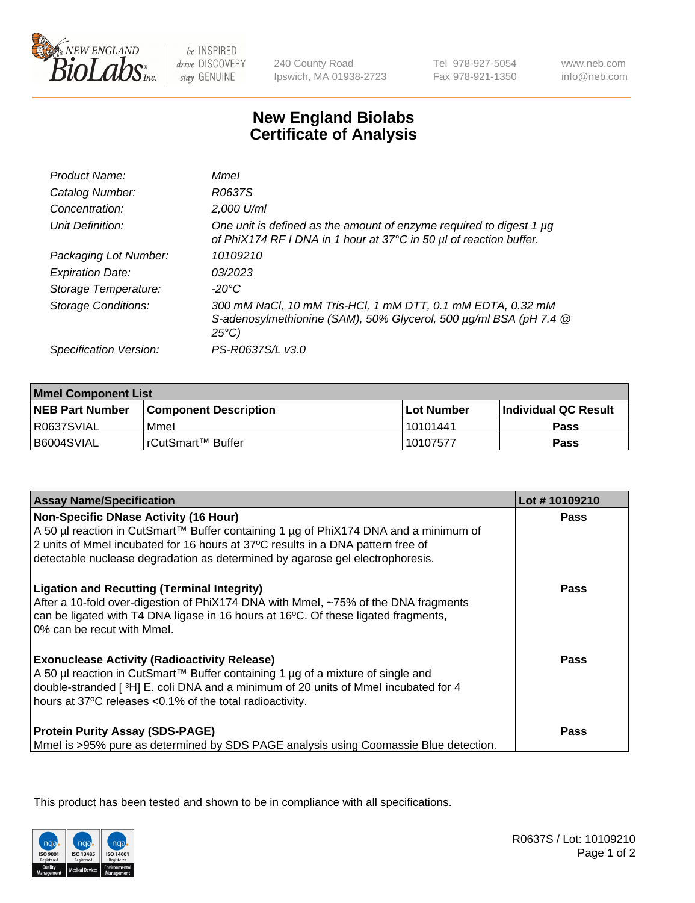240 County Road
Ipswich, MA 01938-2723

Tel 978-927-5054
Fax 978-921-1350

www.neb.com
info@neb.com

# New England Biolabs
# Certificate of Analysis

| | |
|---|---|
| *Product Name:* | *MmeI* |
| *Catalog Number:* | *R0637S* |
| *Concentration:* | *2,000 U/ml* |
| *Unit Definition:* | *One unit is defined as the amount of enzyme required to digest 1 µg of PhiX174 RF I DNA in 1 hour at 37°C in 50 µl of reaction buffer.* |
| *Packaging Lot Number:* | *10109210* |
| *Expiration Date:* | *03/2023* |
| *Storage Temperature:* | *-20°C* |
| *Storage Conditions:* | *300 mM NaCl, 10 mM Tris-HCl, 1 mM DTT, 0.1 mM EDTA, 0.32 mM S-adenosylmethionine (SAM), 50% Glycerol, 500 µg/ml BSA (pH 7.4 @ 25°C)* |
| *Specification Version:* | *PS-R0637S/L v3.0* |

| **MmeI Component List** | | | |
|---|---|---|---|
| **NEB Part Number** | **Component Description** | **Lot Number** | **Individual QC Result** |
| R0637SVIAL | MmeI | 10101441 | **Pass** |
| B6004SVIAL | rCutSmart™ Buffer | 10107577 | **Pass** |

| **Assay Name/Specification** | **Lot # 10109210** |
|---|---|
| **Non-Specific DNase Activity (16 Hour)** A 50 µl reaction in CutSmart™ Buffer containing 1 µg of PhiX174 DNA and a minimum of 2 units of MmeI incubated for 16 hours at 37ºC results in a DNA pattern free of detectable nuclease degradation as determined by agarose gel electrophoresis. | **Pass** |
| **Ligation and Recutting (Terminal Integrity)** After a 10-fold over-digestion of PhiX174 DNA with MmeI, ~75% of the DNA fragments can be ligated with T4 DNA ligase in 16 hours at 16ºC. Of these ligated fragments, 0% can be recut with MmeI. | **Pass** |
| **Exonuclease Activity (Radioactivity Release)** A 50 µl reaction in CutSmart™ Buffer containing 1 µg of a mixture of single and double-stranded [ $^3$H] E. coli DNA and a minimum of 20 units of MmeI incubated for 4 hours at 37ºC releases <0.1% of the total radioactivity. | **Pass** |
| **Protein Purity Assay (SDS-PAGE)** MmeI is >95% pure as determined by SDS PAGE analysis using Coomassie Blue detection. | **Pass** |

This product has been tested and shown to be in compliance with all specifications.

R0637S / Lot: 10109210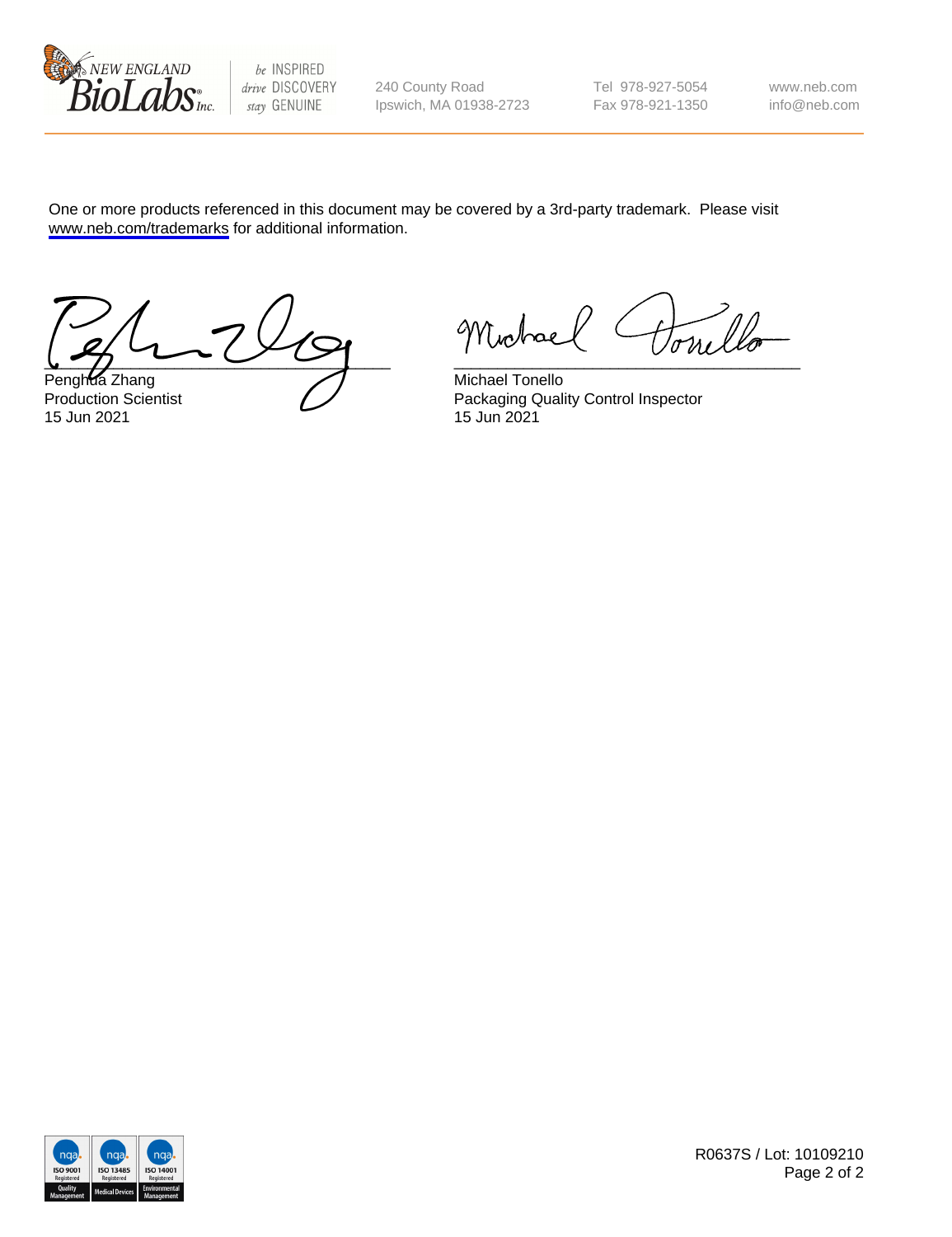One or more products referenced in this document may be covered by a 3rd-party trademark. Please visit www.neb.com/trademarks for additional information.

Penghua Zhang
Production Scientist
15 Jun 2021

Michael Tonello
Packaging Quality Control Inspector
15 Jun 2021

R0637S / Lot: 10109210